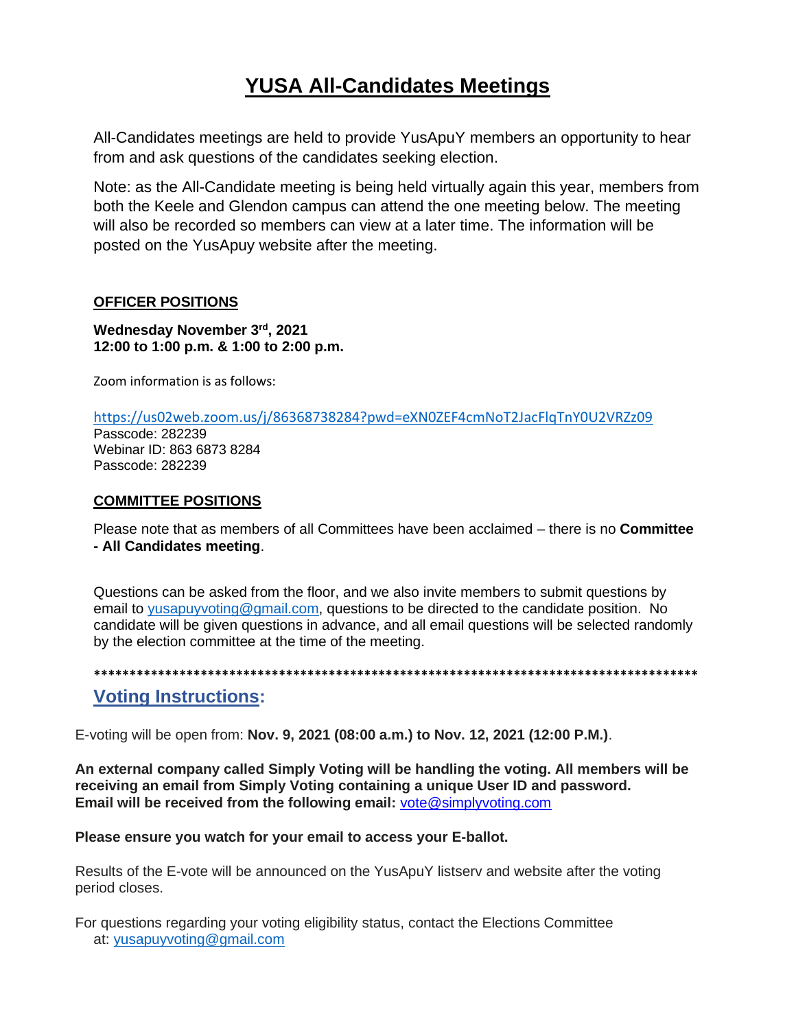# YUSA All-Candidates Meetings

All-Candidates meetings are held to provide YusApuY members an opportunity to hear from and ask questions of the candidates seeking election.

Note: as the All-Candidate meeting is being held virtually again this year, members from both the Keele and Glendon campus can attend the one meeting below. The meeting will also be recorded so members can view at a later time. The information will be posted on the YusApuy website after the meeting.

## OFFICER POSITIONS

**Wednesday November 3rd, 2021**
**12:00 to 1:00 p.m. & 1:00 to 2:00 p.m.**

Zoom information is as follows:

https://us02web.zoom.us/j/86368738284?pwd=eXN0ZEF4cmNoT2JacFlqTnY0U2VRZz09
Passcode: 282239
Webinar ID: 863 6873 8284
Passcode: 282239

## COMMITTEE POSITIONS

Please note that as members of all Committees have been acclaimed – there is no **Committee - All Candidates meeting**.

Questions can be asked from the floor, and we also invite members to submit questions by email to yusapuyvoting@gmail.com, questions to be directed to the candidate position. No candidate will be given questions in advance, and all email questions will be selected randomly by the election committee at the time of the meeting.

*****************************************************************************************

## Voting Instructions:

E-voting will be open from: **Nov. 9, 2021 (08:00 a.m.) to Nov. 12, 2021 (12:00 P.M.)**.

**An external company called Simply Voting will be handling the voting. All members will be receiving an email from Simply Voting containing a unique User ID and password.**
**Email will be received from the following email: vote@simplyvoting.com**

**Please ensure you watch for your email to access your E-ballot.**

Results of the E-vote will be announced on the YusApuY listserv and website after the voting period closes.

For questions regarding your voting eligibility status, contact the Elections Committee at: yusapuyvoting@gmail.com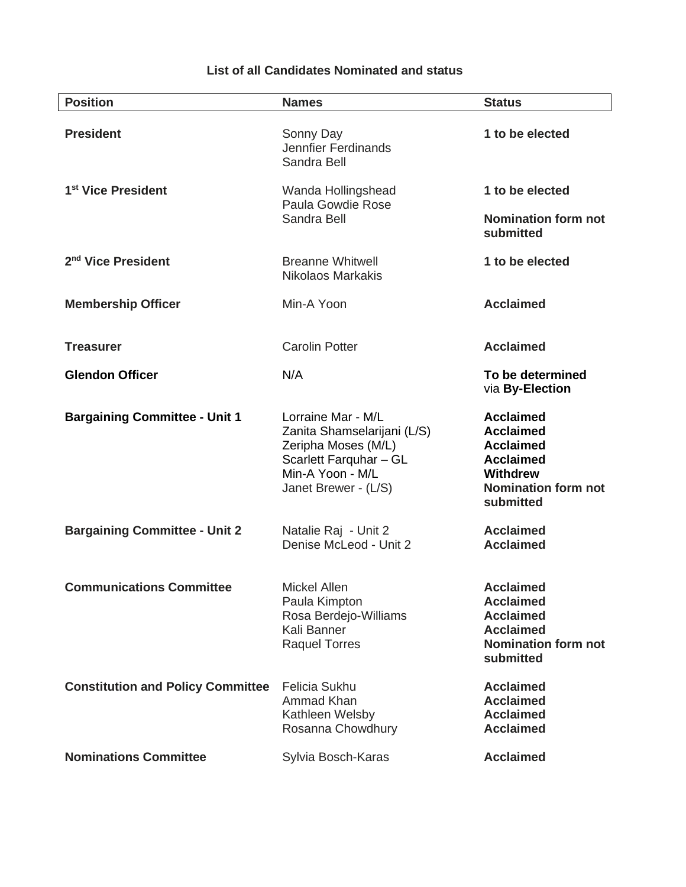**List of all Candidates Nominated and status**

| Position | Names | Status |
|---|---|---|
| **President** | Sonny Day<br>Jennfier Ferdinands<br>Sandra Bell | **1 to be elected** |
| **1st Vice President** | Wanda Hollingshead<br>Paula Gowdie Rose<br>Sandra Bell | **1 to be elected**<br><br>**Nomination form not submitted** |
| **2nd Vice President** | Breanne Whitwell<br>Nikolaos Markakis | **1 to be elected** |
| **Membership Officer** | Min-A Yoon | **Acclaimed** |
| **Treasurer** | Carolin Potter | **Acclaimed** |
| **Glendon Officer** | N/A | **To be determined** via **By-Election** |
| **Bargaining Committee - Unit 1** | Lorraine Mar - M/L<br>Zanita Shamselarijani (L/S)<br>Zeripha Moses (M/L)<br>Scarlett Farquhar – GL<br>Min-A Yoon - M/L<br>Janet Brewer - (L/S) | **Acclaimed**<br>**Acclaimed**<br>**Acclaimed**<br>**Acclaimed**<br>**Withdrew**<br>**Nomination form not submitted** |
| **Bargaining Committee - Unit 2** | Natalie Raj - Unit 2<br>Denise McLeod - Unit 2 | **Acclaimed**<br>**Acclaimed** |
| **Communications Committee** | Mickel Allen<br>Paula Kimpton<br>Rosa Berdejo-Williams<br>Kali Banner<br>Raquel Torres | **Acclaimed**<br>**Acclaimed**<br>**Acclaimed**<br>**Acclaimed**<br>**Nomination form not submitted** |
| **Constitution and Policy Committee** | Felicia Sukhu<br>Ammad Khan<br>Kathleen Welsby<br>Rosanna Chowdhury | **Acclaimed**<br>**Acclaimed**<br>**Acclaimed**<br>**Acclaimed** |
| **Nominations Committee** | Sylvia Bosch-Karas | **Acclaimed** |